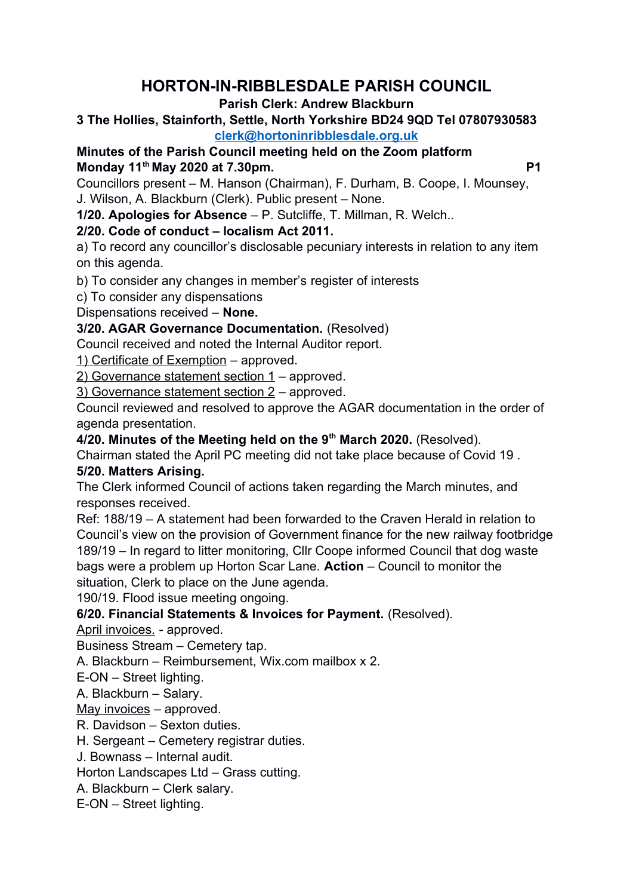# HORTON-IN-RIBBLESDALE PARISH COUNCIL

**Parish Clerk: Andrew Blackburn**

**3 The Hollies, Stainforth, Settle, North Yorkshire BD24 9QD Tel 07807930583**

**clerk@hortoninribblesdale.org.uk**

**Minutes of the Parish Council meeting held on the Zoom platform**
**Monday 11th May 2020 at 7.30pm.** **P1**

Councillors present – M. Hanson (Chairman), F. Durham, B. Coope, I. Mounsey, J. Wilson, A. Blackburn (Clerk). Public present – None.

**1/20. Apologies for Absence** – P. Sutcliffe, T. Millman, R. Welch..

**2/20. Code of conduct – localism Act 2011.**

a) To record any councillor's disclosable pecuniary interests in relation to any item on this agenda.

b) To consider any changes in member's register of interests

c) To consider any dispensations

Dispensations received – **None.**

**3/20. AGAR Governance Documentation.** (Resolved)

Council received and noted the Internal Auditor report.

1) Certificate of Exemption – approved.

2) Governance statement section 1 – approved.

3) Governance statement section 2 – approved.

Council reviewed and resolved to approve the AGAR documentation in the order of agenda presentation.

**4/20. Minutes of the Meeting held on the 9th March 2020.** (Resolved).

Chairman stated the April PC meeting did not take place because of Covid 19 .

**5/20. Matters Arising.**

The Clerk informed Council of actions taken regarding the March minutes, and responses received.

Ref: 188/19 – A statement had been forwarded to the Craven Herald in relation to Council's view on the provision of Government finance for the new railway footbridge

189/19 – In regard to litter monitoring, Cllr Coope informed Council that dog waste bags were a problem up Horton Scar Lane. **Action** – Council to monitor the situation, Clerk to place on the June agenda.

190/19. Flood issue meeting ongoing.

**6/20. Financial Statements & Invoices for Payment.** (Resolved).

April invoices. - approved.

Business Stream – Cemetery tap.

A. Blackburn – Reimbursement, Wix.com mailbox x 2.

E-ON – Street lighting.

A. Blackburn – Salary.

May invoices – approved.

R. Davidson – Sexton duties.

H. Sergeant – Cemetery registrar duties.

J. Bownass – Internal audit.

Horton Landscapes Ltd – Grass cutting.

A. Blackburn – Clerk salary.

E-ON – Street lighting.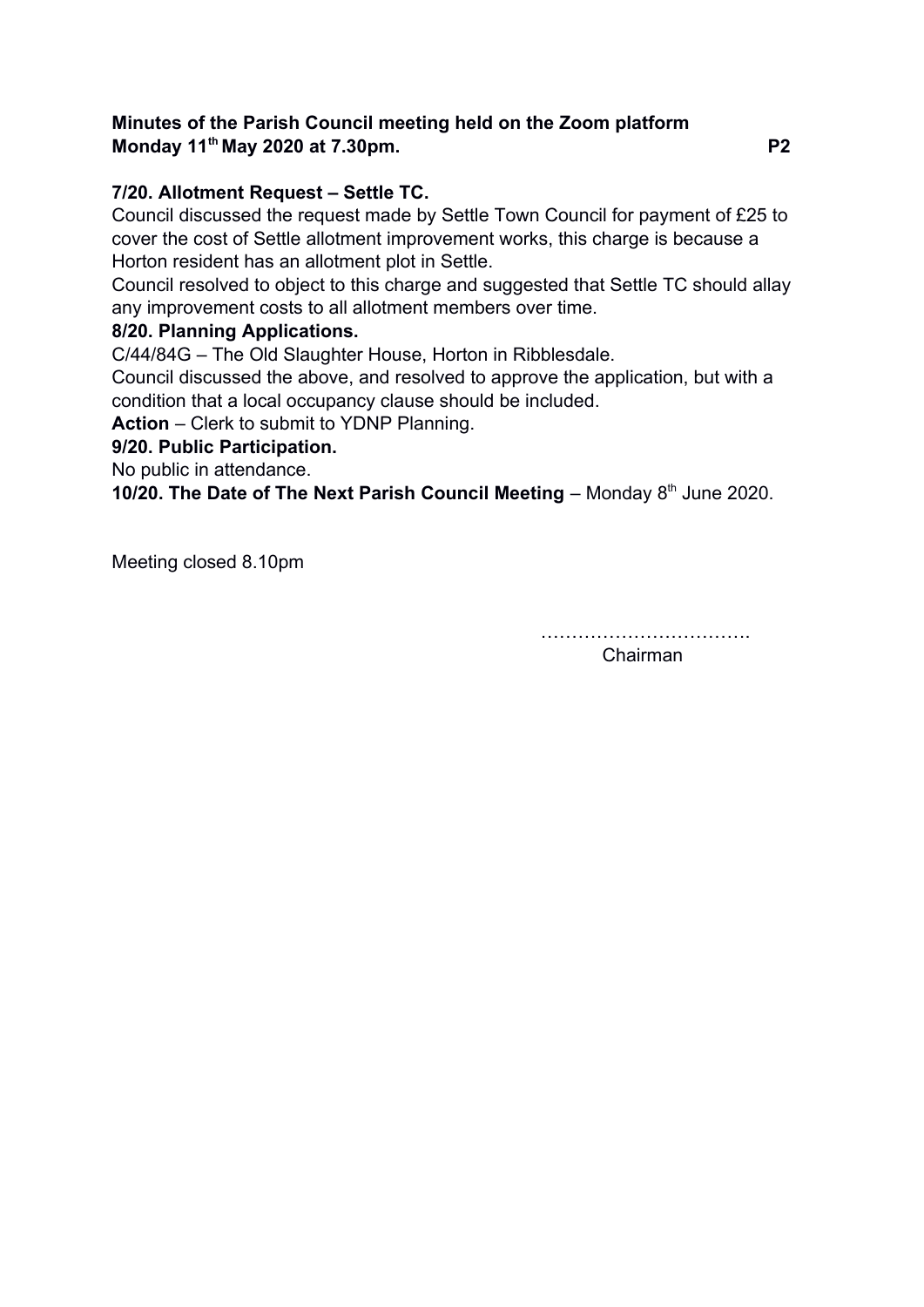**Minutes of the Parish Council meeting held on the Zoom platform Monday 11th May 2020 at 7.30pm.**

**7/20. Allotment Request – Settle TC.**

Council discussed the request made by Settle Town Council for payment of £25 to cover the cost of Settle allotment improvement works, this charge is because a Horton resident has an allotment plot in Settle.

Council resolved to object to this charge and suggested that Settle TC should allay any improvement costs to all allotment members over time.

**8/20. Planning Applications.**

C/44/84G – The Old Slaughter House, Horton in Ribblesdale.

Council discussed the above, and resolved to approve the application, but with a condition that a local occupancy clause should be included.

**Action** – Clerk to submit to YDNP Planning.

**9/20. Public Participation.**

No public in attendance.

**10/20. The Date of The Next Parish Council Meeting** – Monday 8th June 2020.

Meeting closed 8.10pm

…………………………….
Chairman